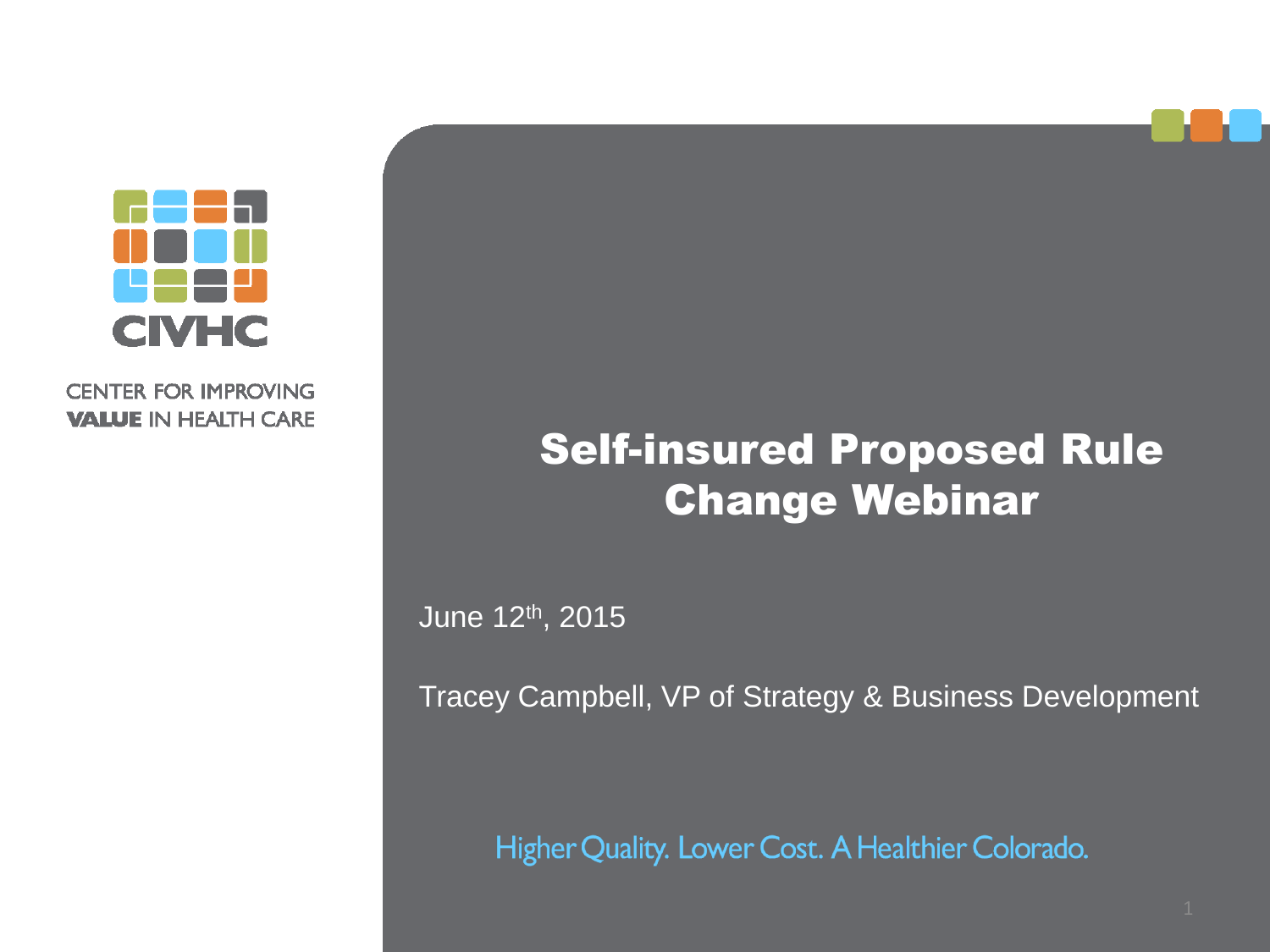CIVHC

CENTER FOR IMPROVING **VALUE** IN HEALTH CARE

# Self-insured Proposed Rule Change Webinar

June 12th, 2015

Tracey Campbell, VP of Strategy & Business Development

Higher Quality. Lower Cost. A Healthier Colorado.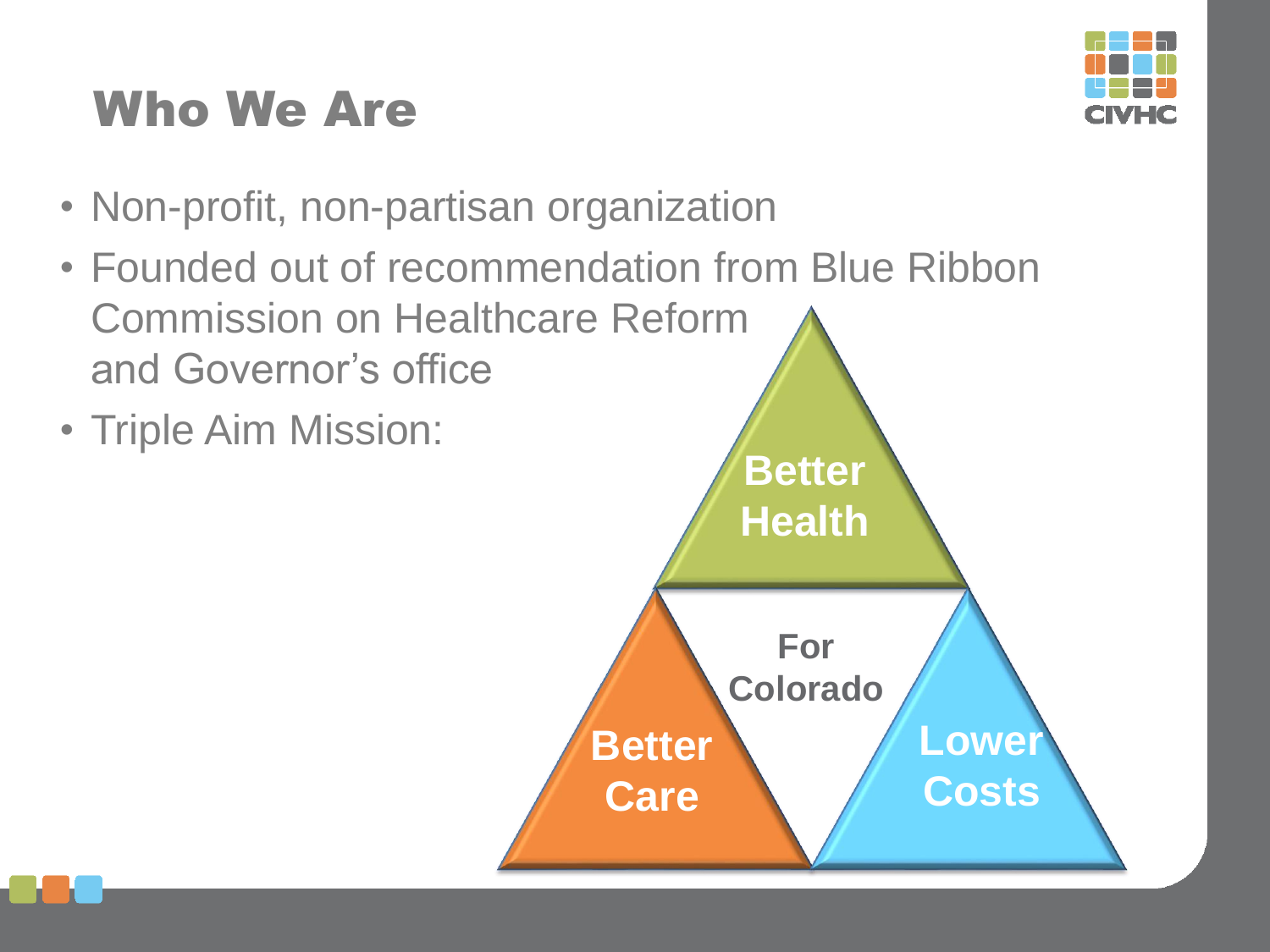# Who We Are

- Non-profit, non-partisan organization
- Founded out of recommendation from Blue Ribbon Commission on Healthcare Reform and Governor's office
- Triple Aim Mission:

Better Health

For Colorado

Better Care

Lower Costs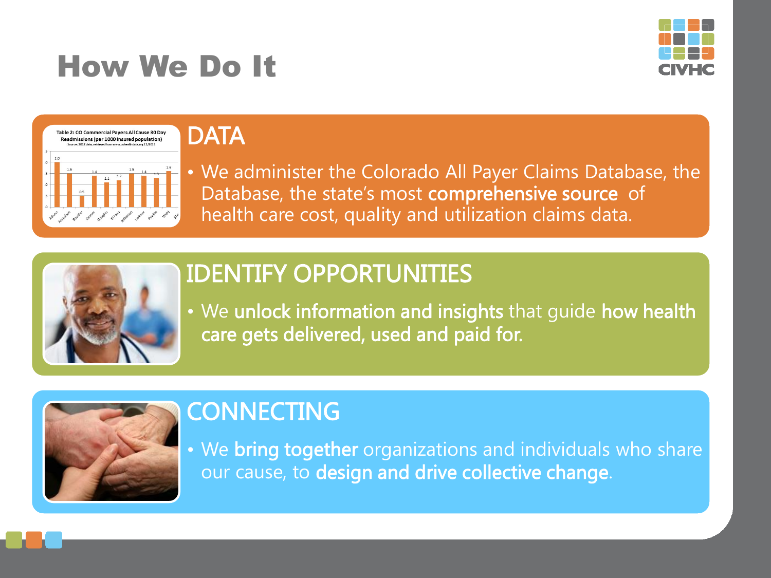# How We Do It

CIVHC

## DATA

- We administer the Colorado All Payer Claims Database, the Database, the state's most **comprehensive source** of health care cost, quality and utilization claims data.

## IDENTIFY OPPORTUNITIES

- We **unlock information and insights** that guide **how health care gets delivered, used and paid for.**

## CONNECTING

- We **bring together** organizations and individuals who share our cause, to **design and drive collective change**.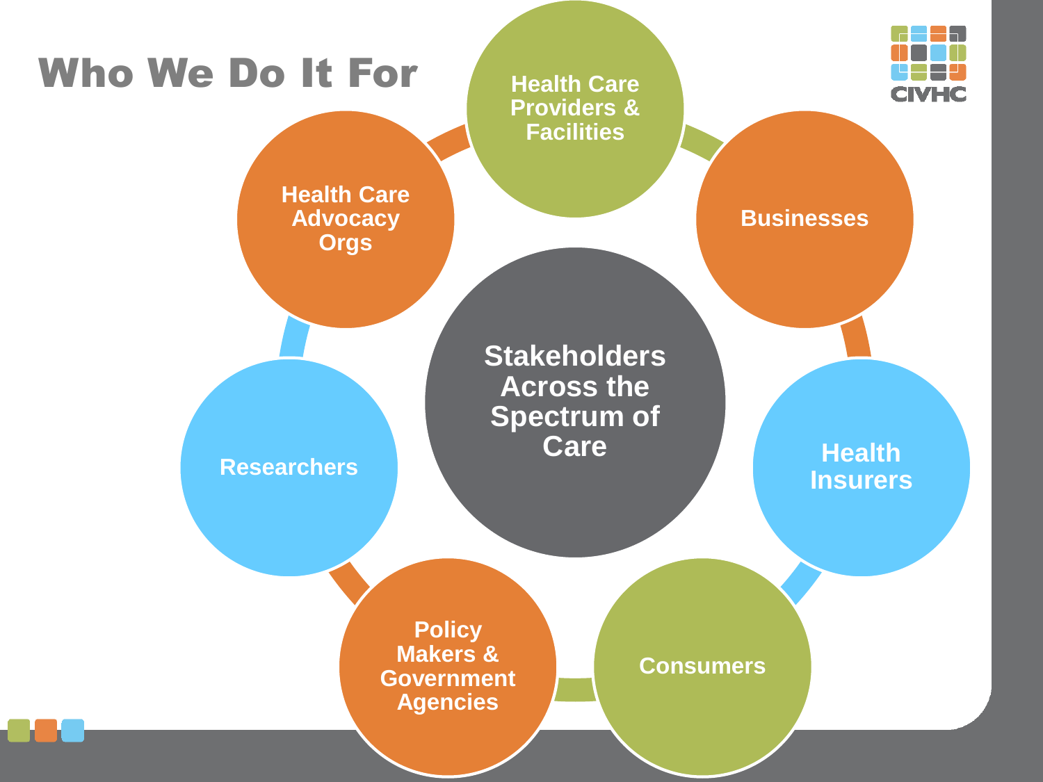# Who We Do It For

**Stakeholders Across the Spectrum of Care**

- Health Care Providers & Facilities
- Businesses
- Health Insurers
- Consumers
- Policy Makers & Government Agencies
- Researchers
- Health Care Advocacy Orgs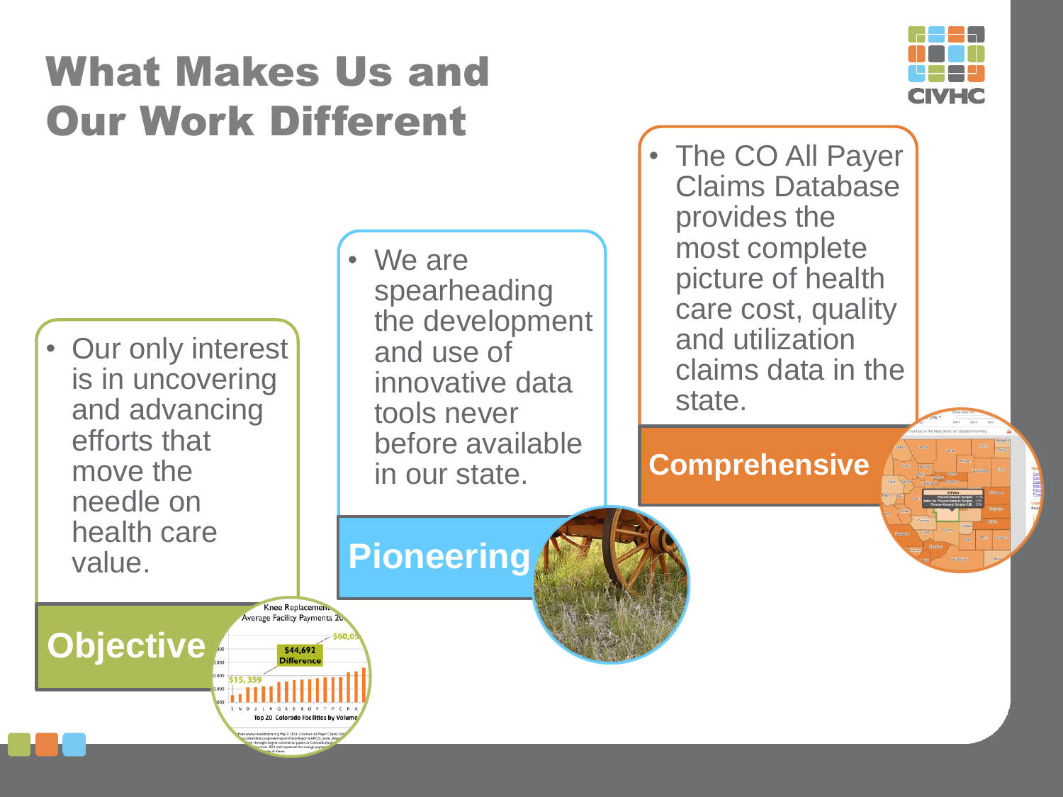# What Makes Us and Our Work Different

### Objective

- Our only interest is in uncovering and advancing efforts that move the needle on health care value.

### Pioneering

- We are spearheading the development and use of innovative data tools never before available in our state.

### Comprehensive

- The CO All Payer Claims Database provides the most complete picture of health care cost, quality and utilization claims data in the state.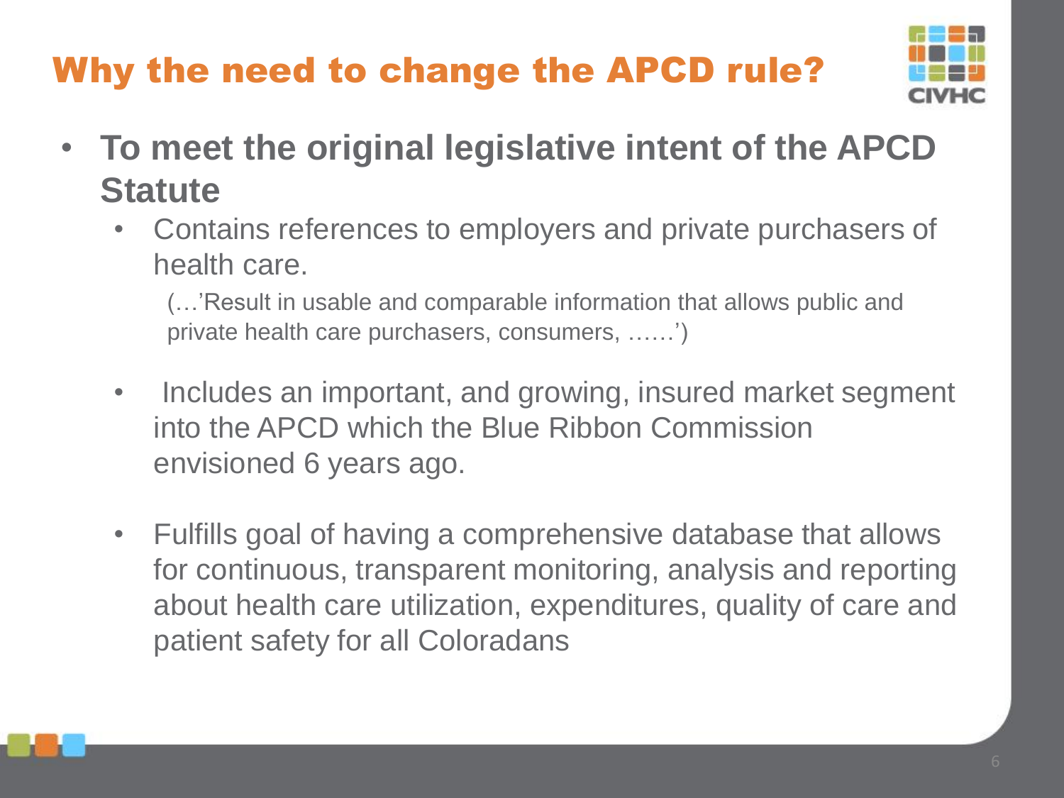# Why the need to change the APCD rule?

- **To meet the original legislative intent of the APCD Statute**
  - Contains references to employers and private purchasers of health care.

    (…'Result in usable and comparable information that allows public and private health care purchasers, consumers, ……')

  - Includes an important, and growing, insured market segment into the APCD which the Blue Ribbon Commission envisioned 6 years ago.

  - Fulfills goal of having a comprehensive database that allows for continuous, transparent monitoring, analysis and reporting about health care utilization, expenditures, quality of care and patient safety for all Coloradans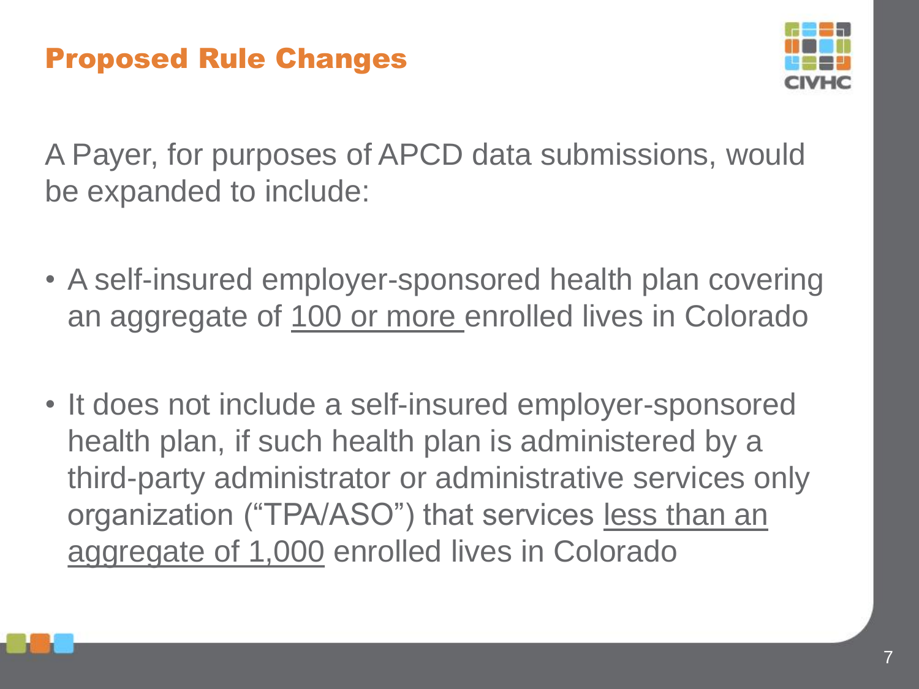## Proposed Rule Changes

A Payer, for purposes of APCD data submissions, would be expanded to include:

- A self-insured employer-sponsored health plan covering an aggregate of <u>100 or more</u> enrolled lives in Colorado
- It does not include a self-insured employer-sponsored health plan, if such health plan is administered by a third-party administrator or administrative services only organization ("TPA/ASO") that services <u>less than an aggregate of 1,000</u> enrolled lives in Colorado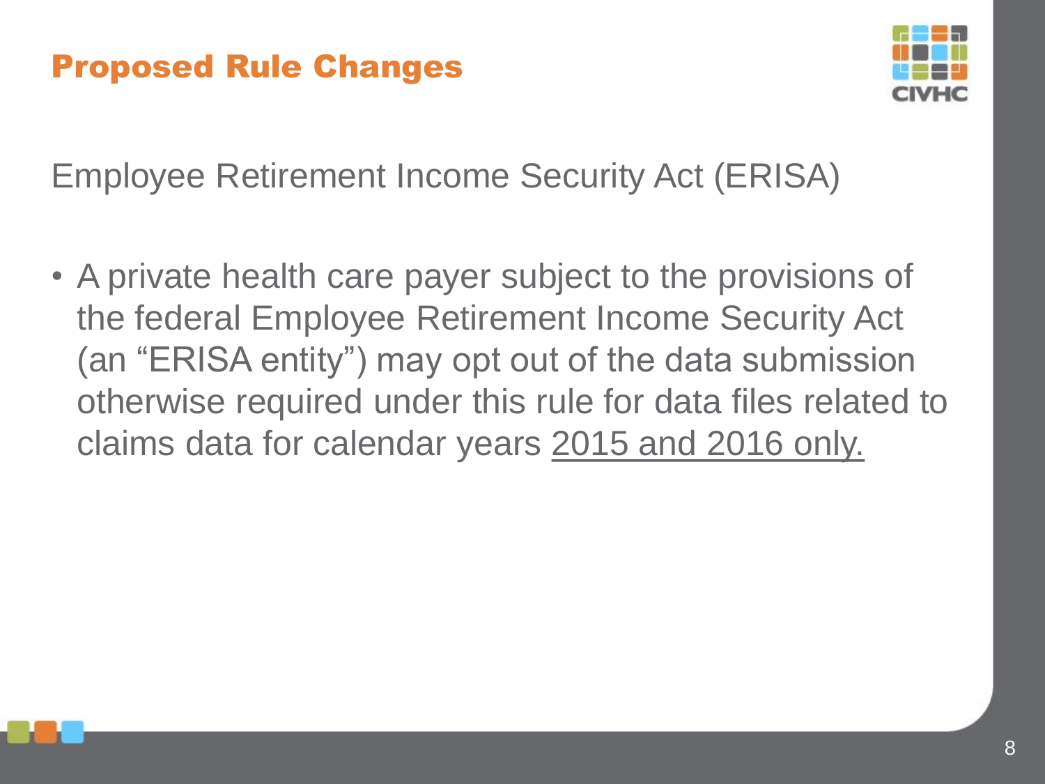## Proposed Rule Changes

Employee Retirement Income Security Act (ERISA)

- A private health care payer subject to the provisions of the federal Employee Retirement Income Security Act (an "ERISA entity") may opt out of the data submission otherwise required under this rule for data files related to claims data for calendar years <u>2015 and 2016 only.</u>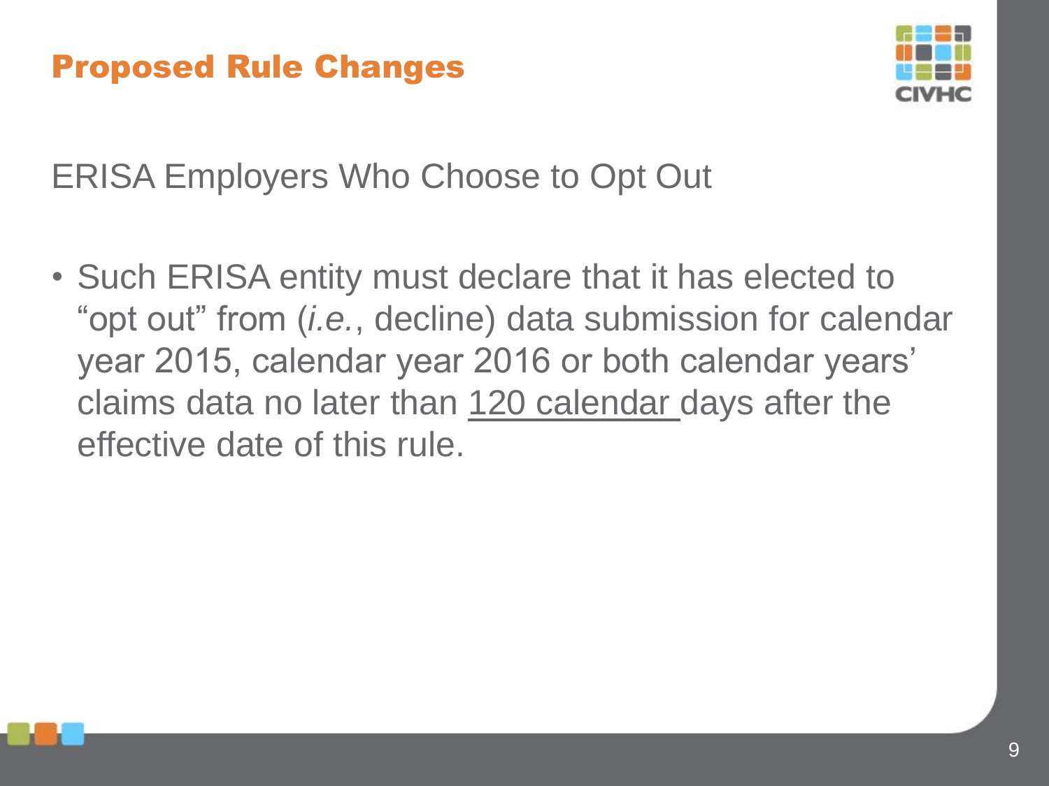# Proposed Rule Changes

## ERISA Employers Who Choose to Opt Out

- Such ERISA entity must declare that it has elected to "opt out" from (*i.e.*, decline) data submission for calendar year 2015, calendar year 2016 or both calendar years' claims data no later than <u>120 calendar</u> days after the effective date of this rule.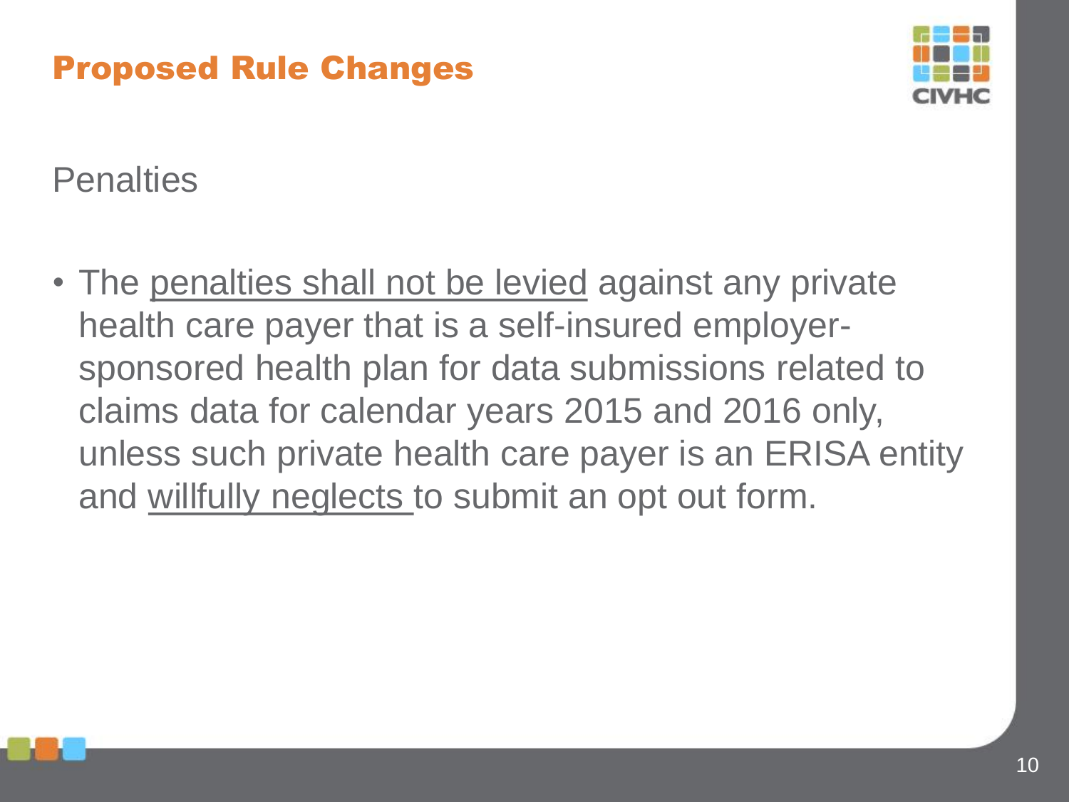## Proposed Rule Changes

### Penalties

- The penalties shall not be levied against any private health care payer that is a self-insured employer-sponsored health plan for data submissions related to claims data for calendar years 2015 and 2016 only, unless such private health care payer is an ERISA entity and willfully neglects to submit an opt out form.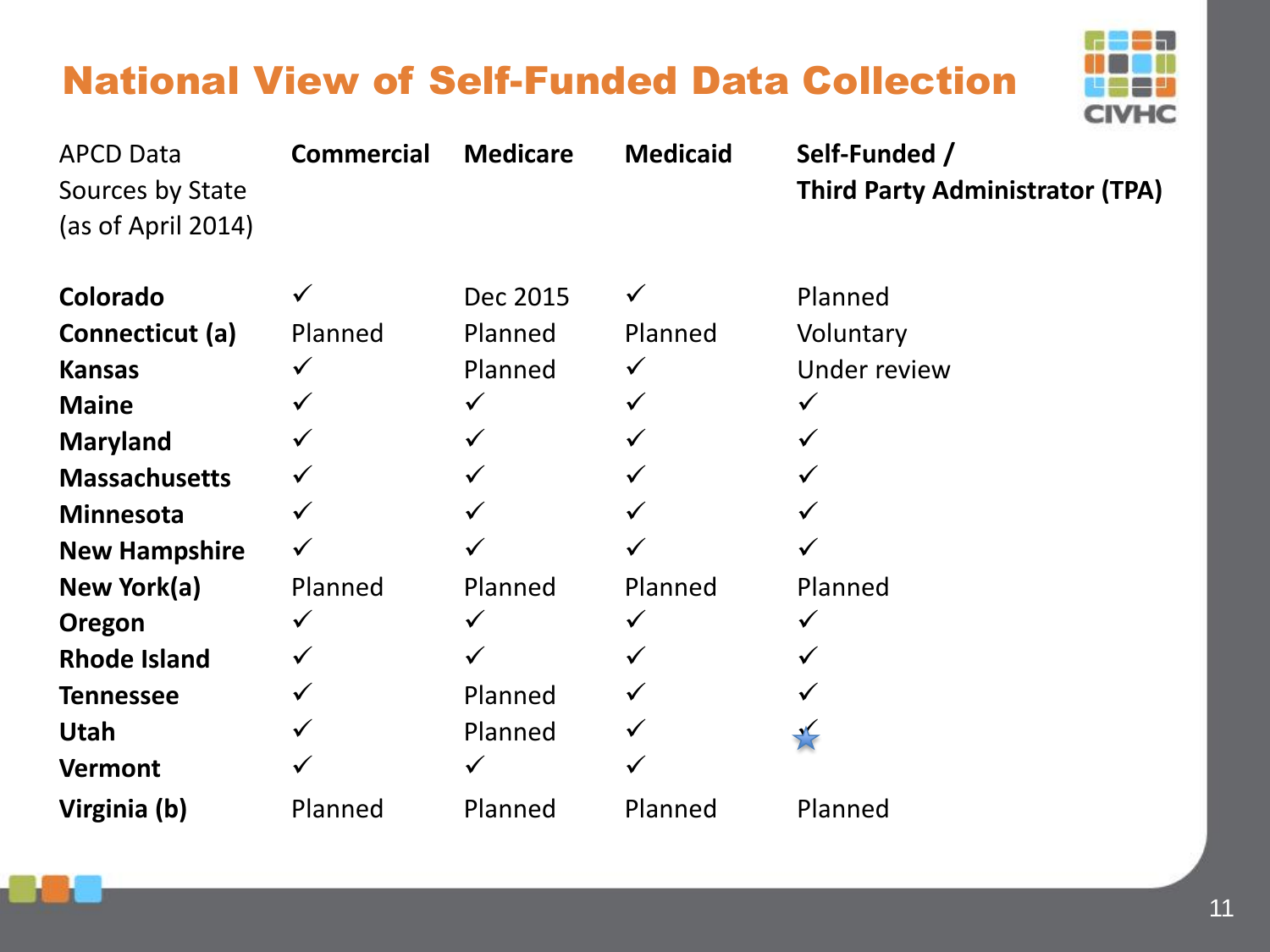# National View of Self-Funded Data Collection

| APCD Data Sources by State (as of April 2014) | Commercial | Medicare | Medicaid | Self-Funded / Third Party Administrator (TPA) |
|---|---|---|---|---|
| **Colorado** | ✓ | Dec 2015 | ✓ | Planned |
| **Connecticut (a)** | Planned | Planned | Planned | Voluntary |
| **Kansas** | ✓ | Planned | ✓ | Under review |
| **Maine** | ✓ | ✓ | ✓ | ✓ |
| **Maryland** | ✓ | ✓ | ✓ | ✓ |
| **Massachusetts** | ✓ | ✓ | ✓ | ✓ |
| **Minnesota** | ✓ | ✓ | ✓ | ✓ |
| **New Hampshire** | ✓ | ✓ | ✓ | ✓ |
| **New York(a)** | Planned | Planned | Planned | Planned |
| **Oregon** | ✓ | ✓ | ✓ | ✓ |
| **Rhode Island** | ✓ | ✓ | ✓ | ✓ |
| **Tennessee** | ✓ | Planned | ✓ | ✓ |
| **Utah** | ✓ | Planned | ✓ | ✓★ |
| **Vermont** | ✓ | ✓ | ✓ | |
| **Virginia (b)** | Planned | Planned | Planned | Planned |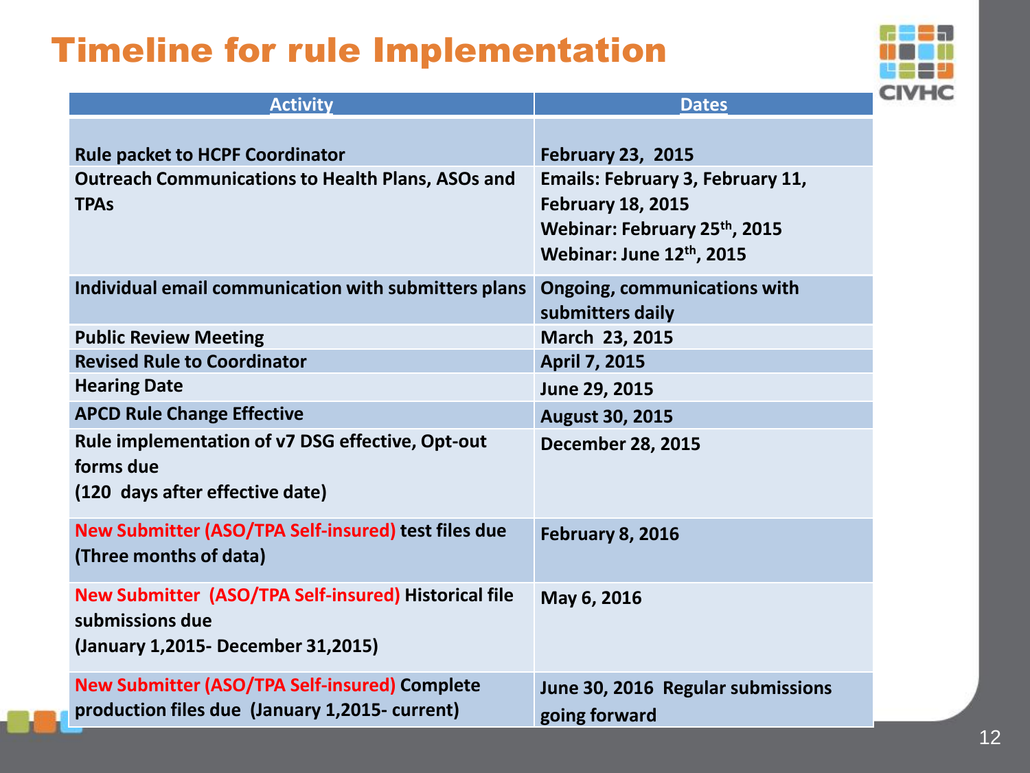# Timeline for rule Implementation

| Activity | Dates |
|---|---|
| Rule packet to HCPF Coordinator | February 23, 2015 |
| Outreach Communications to Health Plans, ASOs and TPAs | Emails: February 3, February 11, February 18, 2015<br>Webinar: February 25th, 2015<br>Webinar: June 12th, 2015 |
| Individual email communication with submitters plans | Ongoing, communications with submitters daily |
| Public Review Meeting | March 23, 2015 |
| Revised Rule to Coordinator | April 7, 2015 |
| Hearing Date | June 29, 2015 |
| APCD Rule Change Effective | August 30, 2015 |
| Rule implementation of v7 DSG effective, Opt-out forms due<br>(120 days after effective date) | December 28, 2015 |
| New Submitter (ASO/TPA Self-insured) test files due<br>(Three months of data) | February 8, 2016 |
| New Submitter (ASO/TPA Self-insured) Historical file submissions due<br>(January 1,2015- December 31,2015) | May 6, 2016 |
| New Submitter (ASO/TPA Self-insured) Complete production files due (January 1,2015- current) | June 30, 2016 Regular submissions going forward |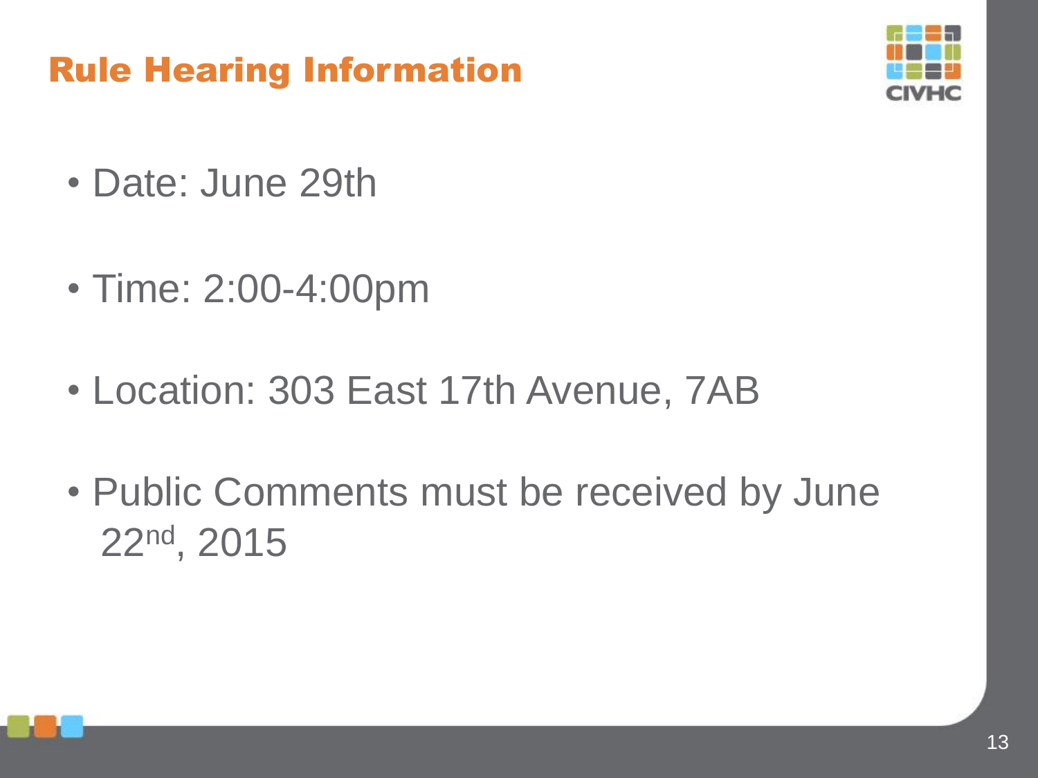## Rule Hearing Information

- Date: June 29th
- Time: 2:00-4:00pm
- Location: 303 East 17th Avenue, 7AB
- Public Comments must be received by June 22nd, 2015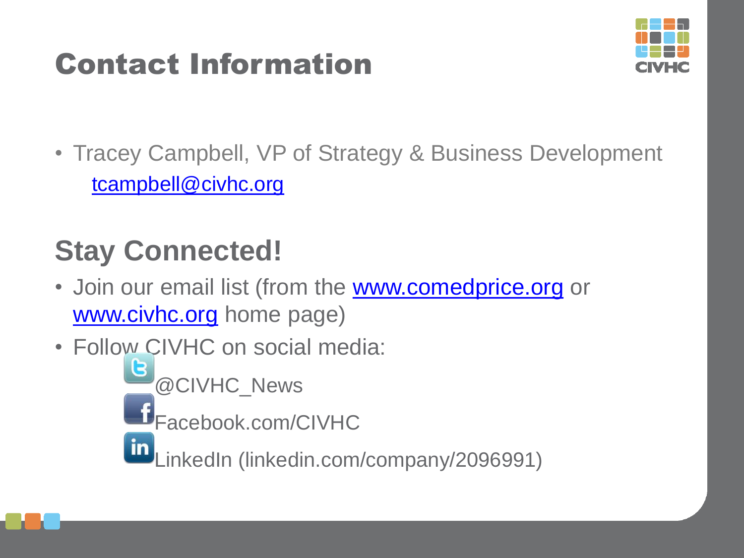# Contact Information

- Tracey Campbell, VP of Strategy & Business Development
  tcampbell@civhc.org

## Stay Connected!

- Join our email list (from the www.comedprice.org or www.civhc.org home page)
- Follow CIVHC on social media:
  - @CIVHC_News
  - Facebook.com/CIVHC
  - LinkedIn (linkedin.com/company/2096991)